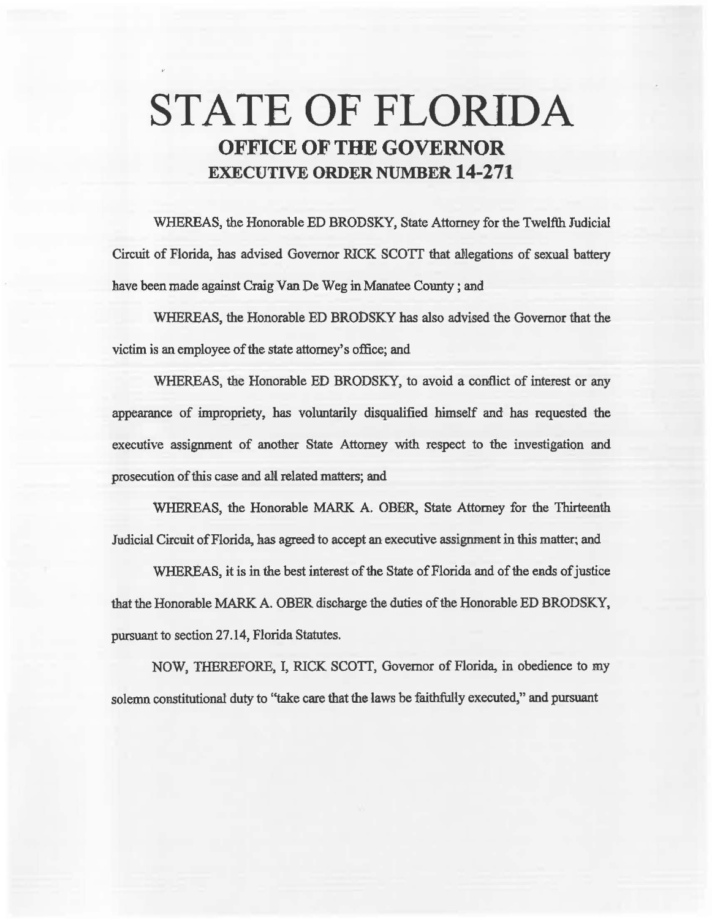# STATE OF FLORIDA
## OFFICE OF THE GOVERNOR
## EXECUTIVE ORDER NUMBER 14-271

WHEREAS, the Honorable ED BRODSKY, State Attorney for the Twelfth Judicial Circuit of Florida, has advised Governor RICK SCOTT that allegations of sexual battery have been made against Craig Van De Weg in Manatee County ; and

WHEREAS, the Honorable ED BRODSKY has also advised the Governor that the victim is an employee of the state attorney's office; and

WHEREAS, the Honorable ED BRODSKY, to avoid a conflict of interest or any appearance of impropriety, has voluntarily disqualified himself and has requested the executive assignment of another State Attorney with respect to the investigation and prosecution of this case and all related matters; and

WHEREAS, the Honorable MARK A. OBER, State Attorney for the Thirteenth Judicial Circuit of Florida, has agreed to accept an executive assignment in this matter; and

WHEREAS, it is in the best interest of the State of Florida and of the ends of justice that the Honorable MARK A. OBER discharge the duties of the Honorable ED BRODSKY, pursuant to section 27.14, Florida Statutes.

NOW, THEREFORE, I, RICK SCOTT, Governor of Florida, in obedience to my solemn constitutional duty to "take care that the laws be faithfully executed," and pursuant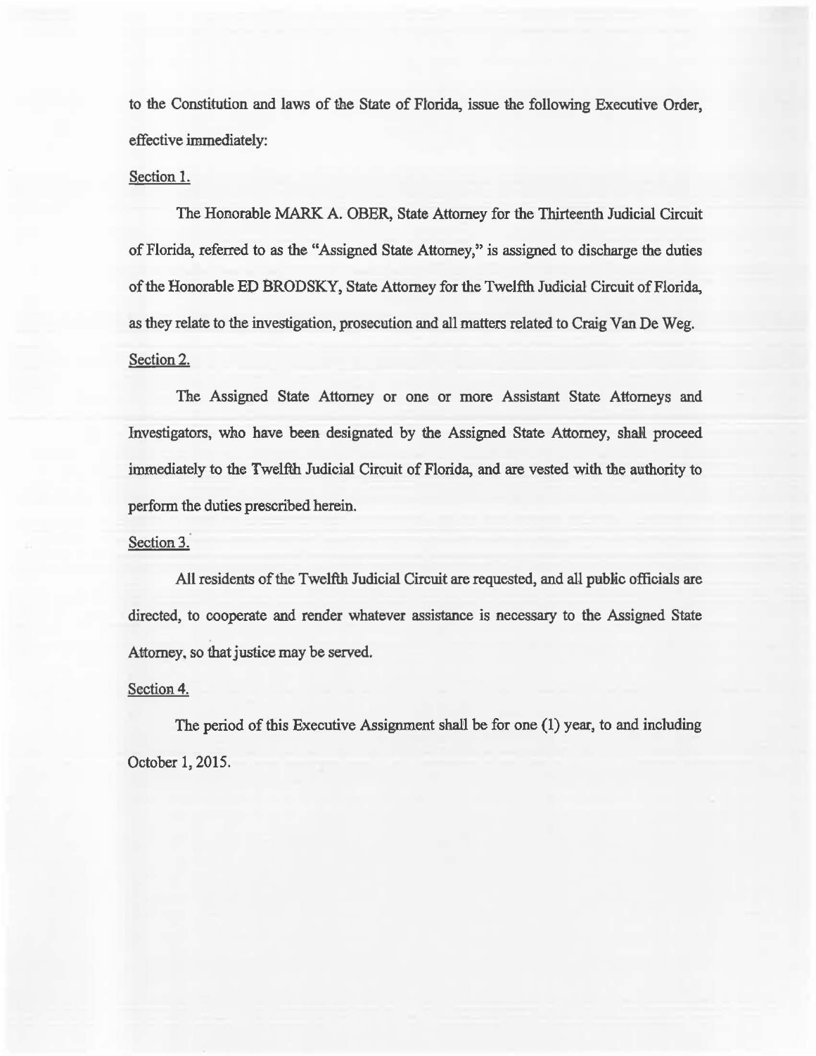to the Constitution and laws of the State of Florida, issue the following Executive Order, effective immediately:

Section 1.

The Honorable MARK A. OBER, State Attorney for the Thirteenth Judicial Circuit of Florida, referred to as the "Assigned State Attorney," is assigned to discharge the duties of the Honorable ED BRODSKY, State Attorney for the Twelfth Judicial Circuit of Florida, as they relate to the investigation, prosecution and all matters related to Craig Van De Weg.

Section 2.

The Assigned State Attorney or one or more Assistant State Attorneys and Investigators, who have been designated by the Assigned State Attorney, shall proceed immediately to the Twelfth Judicial Circuit of Florida, and are vested with the authority to perform the duties prescribed herein.

Section 3.

All residents of the Twelfth Judicial Circuit are requested, and all public officials are directed, to cooperate and render whatever assistance is necessary to the Assigned State Attorney, so that justice may be served.

Section 4.

The period of this Executive Assignment shall be for one (1) year, to and including October 1, 2015.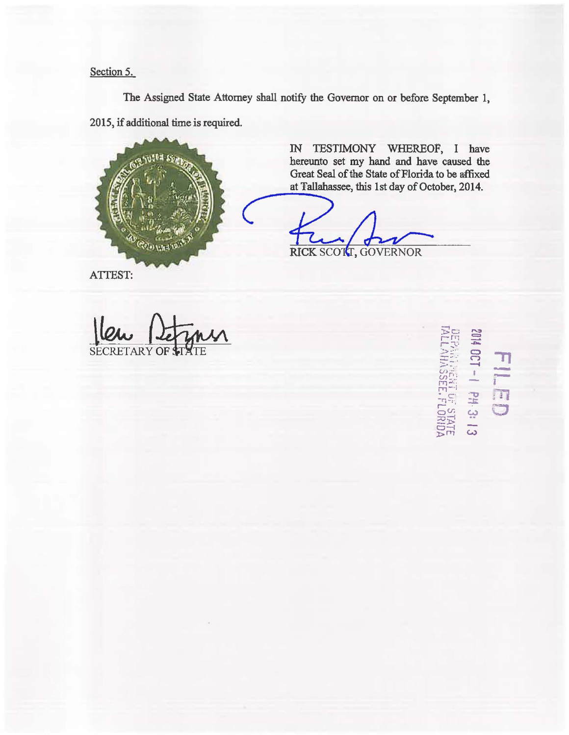Section 5.

The Assigned State Attorney shall notify the Governor on or before September 1, 2015, if additional time is required.

IN TESTIMONY WHEREOF, I have hereunto set my hand and have caused the Great Seal of the State of Florida to be affixed at Tallahassee, this 1st day of October, 2014.

RICK SCOTT, GOVERNOR

ATTEST:

SECRETARY OF STATE

FILED

2014 OCT -1 PM 3:13

DEPARTMENT OF STATE
TALLAHASSEE, FLORIDA